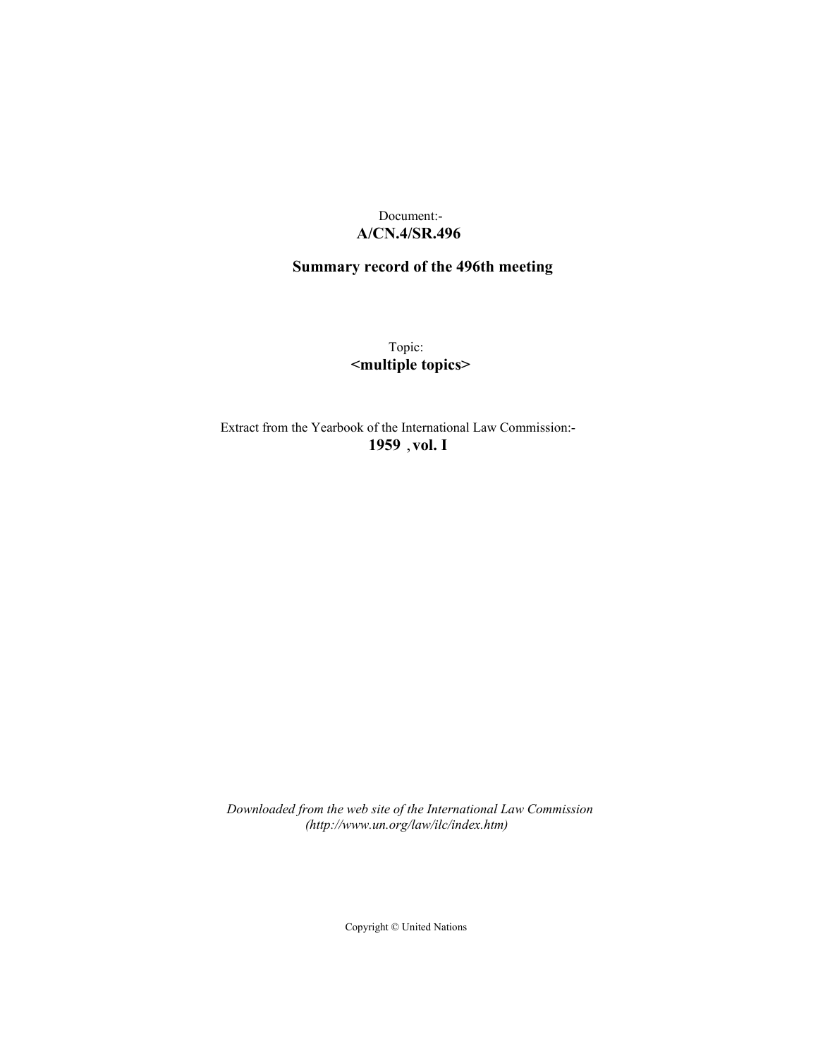Document:-
**A/CN.4/SR.496**

**Summary record of the 496th meeting**

Topic:
**<multiple topics>**

Extract from the Yearbook of the International Law Commission:-
**1959 , vol. I**

*Downloaded from the web site of the International Law Commission (http://www.un.org/law/ilc/index.htm)*

Copyright © United Nations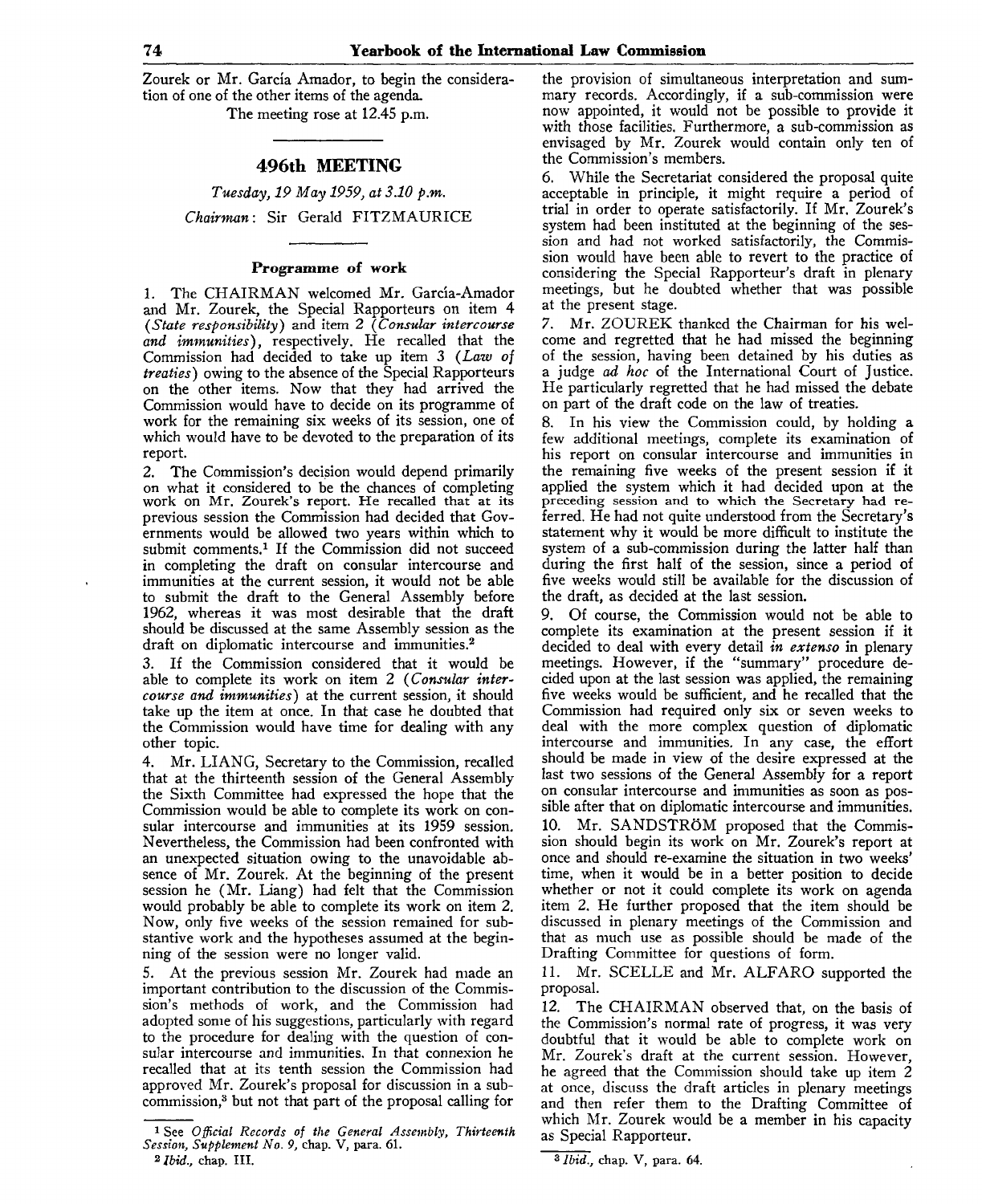Zourek or Mr. García Amador, to begin the consideration of one of the other items of the agenda.

The meeting rose at 12.45 p.m.

## 496th MEETING

*Tuesday, 19 May 1959, at 3.10 p.m.*

*Chairman*: Sir Gerald FITZMAURICE

### Programme of work

1. The CHAIRMAN welcomed Mr. García-Amador and Mr. Zourek, the Special Rapporteurs on item 4 (*State responsibility*) and item 2 (*Consular intercourse and immunities*), respectively. He recalled that the Commission had decided to take up item 3 (*Law of treaties*) owing to the absence of the Special Rapporteurs on the other items. Now that they had arrived the Commission would have to decide on its programme of work for the remaining six weeks of its session, one of which would have to be devoted to the preparation of its report.

2. The Commission's decision would depend primarily on what it considered to be the chances of completing work on Mr. Zourek's report. He recalled that at its previous session the Commission had decided that Governments would be allowed two years within which to submit comments.[1] If the Commission did not succeed in completing the draft on consular intercourse and immunities at the current session, it would not be able to submit the draft to the General Assembly before 1962, whereas it was most desirable that the draft should be discussed at the same Assembly session as the draft on diplomatic intercourse and immunities.[2]

3. If the Commission considered that it would be able to complete its work on item 2 (*Consular intercourse and immunities*) at the current session, it should take up the item at once. In that case he doubted that the Commission would have time for dealing with any other topic.

4. Mr. LIANG, Secretary to the Commission, recalled that at the thirteenth session of the General Assembly the Sixth Committee had expressed the hope that the Commission would be able to complete its work on consular intercourse and immunities at its 1959 session. Nevertheless, the Commission had been confronted with an unexpected situation owing to the unavoidable absence of Mr. Zourek. At the beginning of the present session he (Mr. Liang) had felt that the Commission would probably be able to complete its work on item 2. Now, only five weeks of the session remained for substantive work and the hypotheses assumed at the beginning of the session were no longer valid.

5. At the previous session Mr. Zourek had made an important contribution to the discussion of the Commission's methods of work, and the Commission had adopted some of his suggestions, particularly with regard to the procedure for dealing with the question of consular intercourse and immunities. In that connexion he recalled that at its tenth session the Commission had approved Mr. Zourek's proposal for discussion in a sub-commission,[3] but not that part of the proposal calling for the provision of simultaneous interpretation and summary records. Accordingly, if a sub-commission were now appointed, it would not be possible to provide it with those facilities. Furthermore, a sub-commission as envisaged by Mr. Zourek would contain only ten of the Commission's members.

6. While the Secretariat considered the proposal quite acceptable in principle, it might require a period of trial in order to operate satisfactorily. If Mr. Zourek's system had been instituted at the beginning of the session and had not worked satisfactorily, the Commission would have been able to revert to the practice of considering the Special Rapporteur's draft in plenary meetings, but he doubted whether that was possible at the present stage.

7. Mr. ZOUREK thanked the Chairman for his welcome and regretted that he had missed the beginning of the session, having been detained by his duties as a judge *ad hoc* of the International Court of Justice. He particularly regretted that he had missed the debate on part of the draft code on the law of treaties.

8. In his view the Commission could, by holding a few additional meetings, complete its examination of his report on consular intercourse and immunities in the remaining five weeks of the present session if it applied the system which it had decided upon at the preceding session and to which the Secretary had referred. He had not quite understood from the Secretary's statement why it would be more difficult to institute the system of a sub-commission during the latter half than during the first half of the session, since a period of five weeks would still be available for the discussion of the draft, as decided at the last session.

9. Of course, the Commission would not be able to complete its examination at the present session if it decided to deal with every detail *in extenso* in plenary meetings. However, if the "summary" procedure decided upon at the last session was applied, the remaining five weeks would be sufficient, and he recalled that the Commission had required only six or seven weeks to deal with the more complex question of diplomatic intercourse and immunities. In any case, the effort should be made in view of the desire expressed at the last two sessions of the General Assembly for a report on consular intercourse and immunities as soon as possible after that on diplomatic intercourse and immunities.

10. Mr. SANDSTRÖM proposed that the Commission should begin its work on Mr. Zourek's report at once and should re-examine the situation in two weeks' time, when it would be in a better position to decide whether or not it could complete its work on agenda item 2. He further proposed that the item should be discussed in plenary meetings of the Commission and that as much use as possible should be made of the Drafting Committee for questions of form.

11. Mr. SCELLE and Mr. ALFARO supported the proposal.

12. The CHAIRMAN observed that, on the basis of the Commission's normal rate of progress, it was very doubtful that it would be able to complete work on Mr. Zourek's draft at the current session. However, he agreed that the Commission should take up item 2 at once, discuss the draft articles in plenary meetings and then refer them to the Drafting Committee of which Mr. Zourek would be a member in his capacity as Special Rapporteur.

---

[1] See *Official Records of the General Assembly, Thirteenth Session, Supplement No. 9*, chap. V, para. 61.

[2] *Ibid.*, chap. III.

[3] *Ibid.*, chap. V, para. 64.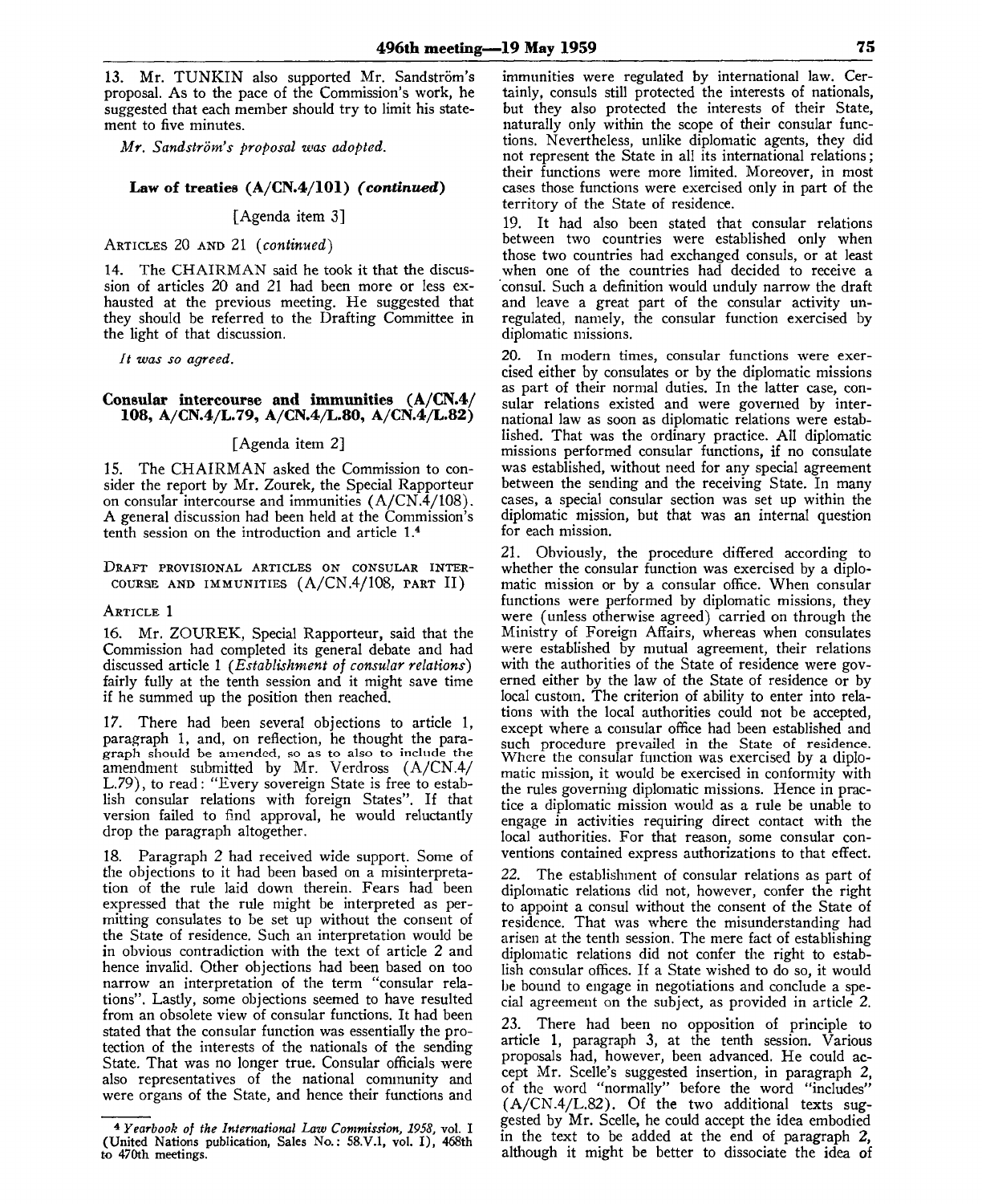13. Mr. TUNKIN also supported Mr. Sandström's proposal. As to the pace of the Commission's work, he suggested that each member should try to limit his statement to five minutes.

*Mr. Sandström's proposal was adopted.*

### Law of treaties (A/CN.4/101) *(continued)*

[Agenda item 3]

ARTICLES 20 AND 21 *(continued)*

14. The CHAIRMAN said he took it that the discussion of articles 20 and 21 had been more or less exhausted at the previous meeting. He suggested that they should be referred to the Drafting Committee in the light of that discussion.

*It was so agreed.*

### Consular intercourse and immunities (A/CN.4/108, A/CN.4/L.79, A/CN.4/L.80, A/CN.4/L.82)

[Agenda item 2]

15. The CHAIRMAN asked the Commission to consider the report by Mr. Zourek, the Special Rapporteur on consular intercourse and immunities (A/CN.4/108). A general discussion had been held at the Commission's tenth session on the introduction and article 1.[4]

DRAFT PROVISIONAL ARTICLES ON CONSULAR INTERCOURSE AND IMMUNITIES (A/CN.4/108, PART II)

ARTICLE 1

16. Mr. ZOUREK, Special Rapporteur, said that the Commission had completed its general debate and had discussed article 1 *(Establishment of consular relations)* fairly fully at the tenth session and it might save time if he summed up the position then reached.

17. There had been several objections to article 1, paragraph 1, and, on reflection, he thought the paragraph should be amended, so as to also to include the amendment submitted by Mr. Verdross (A/CN.4/L.79), to read: "Every sovereign State is free to establish consular relations with foreign States". If that version failed to find approval, he would reluctantly drop the paragraph altogether.

18. Paragraph 2 had received wide support. Some of the objections to it had been based on a misinterpretation of the rule laid down therein. Fears had been expressed that the rule might be interpreted as permitting consulates to be set up without the consent of the State of residence. Such an interpretation would be in obvious contradiction with the text of article 2 and hence invalid. Other objections had been based on too narrow an interpretation of the term "consular relations". Lastly, some objections seemed to have resulted from an obsolete view of consular functions. It had been stated that the consular function was essentially the protection of the interests of the nationals of the sending State. That was no longer true. Consular officials were also representatives of the national community and were organs of the State, and hence their functions and immunities were regulated by international law. Certainly, consuls still protected the interests of nationals, but they also protected the interests of their State, naturally only within the scope of their consular functions. Nevertheless, unlike diplomatic agents, they did not represent the State in all its international relations; their functions were more limited. Moreover, in most cases those functions were exercised only in part of the territory of the State of residence.

19. It had also been stated that consular relations between two countries were established only when those two countries had exchanged consuls, or at least when one of the countries had decided to receive a consul. Such a definition would unduly narrow the draft and leave a great part of the consular activity unregulated, namely, the consular function exercised by diplomatic missions.

20. In modern times, consular functions were exercised either by consulates or by the diplomatic missions as part of their normal duties. In the latter case, consular relations existed and were governed by international law as soon as diplomatic relations were established. That was the ordinary practice. All diplomatic missions performed consular functions, if no consulate was established, without need for any special agreement between the sending and the receiving State. In many cases, a special consular section was set up within the diplomatic mission, but that was an internal question for each mission.

21. Obviously, the procedure differed according to whether the consular function was exercised by a diplomatic mission or by a consular office. When consular functions were performed by diplomatic missions, they were (unless otherwise agreed) carried on through the Ministry of Foreign Affairs, whereas when consulates were established by mutual agreement, their relations with the authorities of the State of residence were governed either by the law of the State of residence or by local custom. The criterion of ability to enter into relations with the local authorities could not be accepted, except where a consular office had been established and such procedure prevailed in the State of residence. Where the consular function was exercised by a diplomatic mission, it would be exercised in conformity with the rules governing diplomatic missions. Hence in practice a diplomatic mission would as a rule be unable to engage in activities requiring direct contact with the local authorities. For that reason, some consular conventions contained express authorizations to that effect.

22. The establishment of consular relations as part of diplomatic relations did not, however, confer the right to appoint a consul without the consent of the State of residence. That was where the misunderstanding had arisen at the tenth session. The mere fact of establishing diplomatic relations did not confer the right to establish consular offices. If a State wished to do so, it would be bound to engage in negotiations and conclude a special agreement on the subject, as provided in article 2.

23. There had been no opposition of principle to article 1, paragraph 3, at the tenth session. Various proposals had, however, been advanced. He could accept Mr. Scelle's suggested insertion, in paragraph 2, of the word "normally" before the word "includes" (A/CN.4/L.82). Of the two additional texts suggested by Mr. Scelle, he could accept the idea embodied in the text to be added at the end of paragraph 2, although it might be better to dissociate the idea of

---

[4] *Yearbook of the International Law Commission, 1958,* vol. I (United Nations publication, Sales No.: 58.V.1, vol. I), 468th to 470th meetings.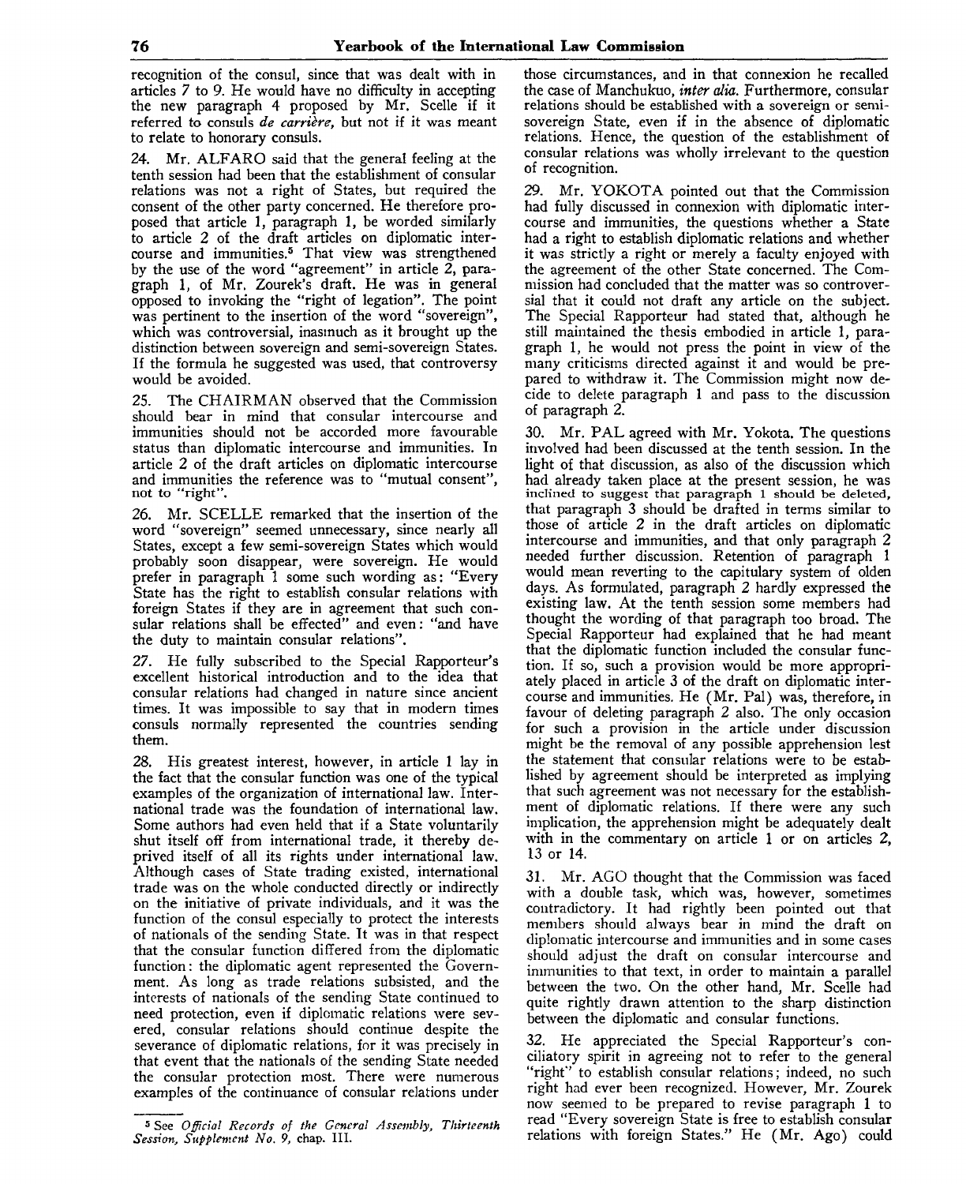recognition of the consul, since that was dealt with in articles 7 to 9. He would have no difficulty in accepting the new paragraph 4 proposed by Mr. Scelle if it referred to consuls *de carrière*, but not if it was meant to relate to honorary consuls.

24. Mr. ALFARO said that the general feeling at the tenth session had been that the establishment of consular relations was not a right of States, but required the consent of the other party concerned. He therefore proposed that article 1, paragraph 1, be worded similarly to article 2 of the draft articles on diplomatic intercourse and immunities.[5] That view was strengthened by the use of the word "agreement" in article 2, paragraph 1, of Mr. Zourek's draft. He was in general opposed to invoking the "right of legation". The point was pertinent to the insertion of the word "sovereign", which was controversial, inasmuch as it brought up the distinction between sovereign and semi-sovereign States. If the formula he suggested was used, that controversy would be avoided.

25. The CHAIRMAN observed that the Commission should bear in mind that consular intercourse and immunities should not be accorded more favourable status than diplomatic intercourse and immunities. In article 2 of the draft articles on diplomatic intercourse and immunities the reference was to "mutual consent", not to "right".

26. Mr. SCELLE remarked that the insertion of the word "sovereign" seemed unnecessary, since nearly all States, except a few semi-sovereign States which would probably soon disappear, were sovereign. He would prefer in paragraph 1 some such wording as: "Every State has the right to establish consular relations with foreign States if they are in agreement that such consular relations shall be effected" and even: "and have the duty to maintain consular relations".

27. He fully subscribed to the Special Rapporteur's excellent historical introduction and to the idea that consular relations had changed in nature since ancient times. It was impossible to say that in modern times consuls normally represented the countries sending them.

28. His greatest interest, however, in article 1 lay in the fact that the consular function was one of the typical examples of the organization of international law. International trade was the foundation of international law. Some authors had even held that if a State voluntarily shut itself off from international trade, it thereby deprived itself of all its rights under international law. Although cases of State trading existed, international trade was on the whole conducted directly or indirectly on the initiative of private individuals, and it was the function of the consul especially to protect the interests of nationals of the sending State. It was in that respect that the consular function differed from the diplomatic function: the diplomatic agent represented the Government. As long as trade relations subsisted, and the interests of nationals of the sending State continued to need protection, even if diplomatic relations were severed, consular relations should continue despite the severance of diplomatic relations, for it was precisely in that event that the nationals of the sending State needed the consular protection most. There were numerous examples of the continuance of consular relations under those circumstances, and in that connexion he recalled the case of Manchukuo, *inter alia*. Furthermore, consular relations should be established with a sovereign or semi-sovereign State, even if in the absence of diplomatic relations. Hence, the question of the establishment of consular relations was wholly irrelevant to the question of recognition.

29. Mr. YOKOTA pointed out that the Commission had fully discussed in connexion with diplomatic intercourse and immunities, the questions whether a State had a right to establish diplomatic relations and whether it was strictly a right or merely a faculty enjoyed with the agreement of the other State concerned. The Commission had concluded that the matter was so controversial that it could not draft any article on the subject. The Special Rapporteur had stated that, although he still maintained the thesis embodied in article 1, paragraph 1, he would not press the point in view of the many criticisms directed against it and would be prepared to withdraw it. The Commission might now decide to delete paragraph 1 and pass to the discussion of paragraph 2.

30. Mr. PAL agreed with Mr. Yokota. The questions involved had been discussed at the tenth session. In the light of that discussion, as also of the discussion which had already taken place at the present session, he was inclined to suggest that paragraph 1 should be deleted, that paragraph 3 should be drafted in terms similar to those of article 2 in the draft articles on diplomatic intercourse and immunities, and that only paragraph 2 needed further discussion. Retention of paragraph 1 would mean reverting to the capitulary system of olden days. As formulated, paragraph 2 hardly expressed the existing law. At the tenth session some members had thought the wording of that paragraph too broad. The Special Rapporteur had explained that he had meant that the diplomatic function included the consular function. If so, such a provision would be more appropriately placed in article 3 of the draft on diplomatic intercourse and immunities. He (Mr. Pal) was, therefore, in favour of deleting paragraph 2 also. The only occasion for such a provision in the article under discussion might be the removal of any possible apprehension lest the statement that consular relations were to be established by agreement should be interpreted as implying that such agreement was not necessary for the establishment of diplomatic relations. If there were any such implication, the apprehension might be adequately dealt with in the commentary on article 1 or on articles 2, 13 or 14.

31. Mr. AGO thought that the Commission was faced with a double task, which was, however, sometimes contradictory. It had rightly been pointed out that members should always bear in mind the draft on diplomatic intercourse and immunities and in some cases should adjust the draft on consular intercourse and immunities to that text, in order to maintain a parallel between the two. On the other hand, Mr. Scelle had quite rightly drawn attention to the sharp distinction between the diplomatic and consular functions.

32. He appreciated the Special Rapporteur's conciliatory spirit in agreeing not to refer to the general "right" to establish consular relations; indeed, no such right had ever been recognized. However, Mr. Zourek now seemed to be prepared to revise paragraph 1 to read "Every sovereign State is free to establish consular relations with foreign States." He (Mr. Ago) could

[5] See *Official Records of the General Assembly, Thirteenth Session, Supplement No. 9*, chap. III.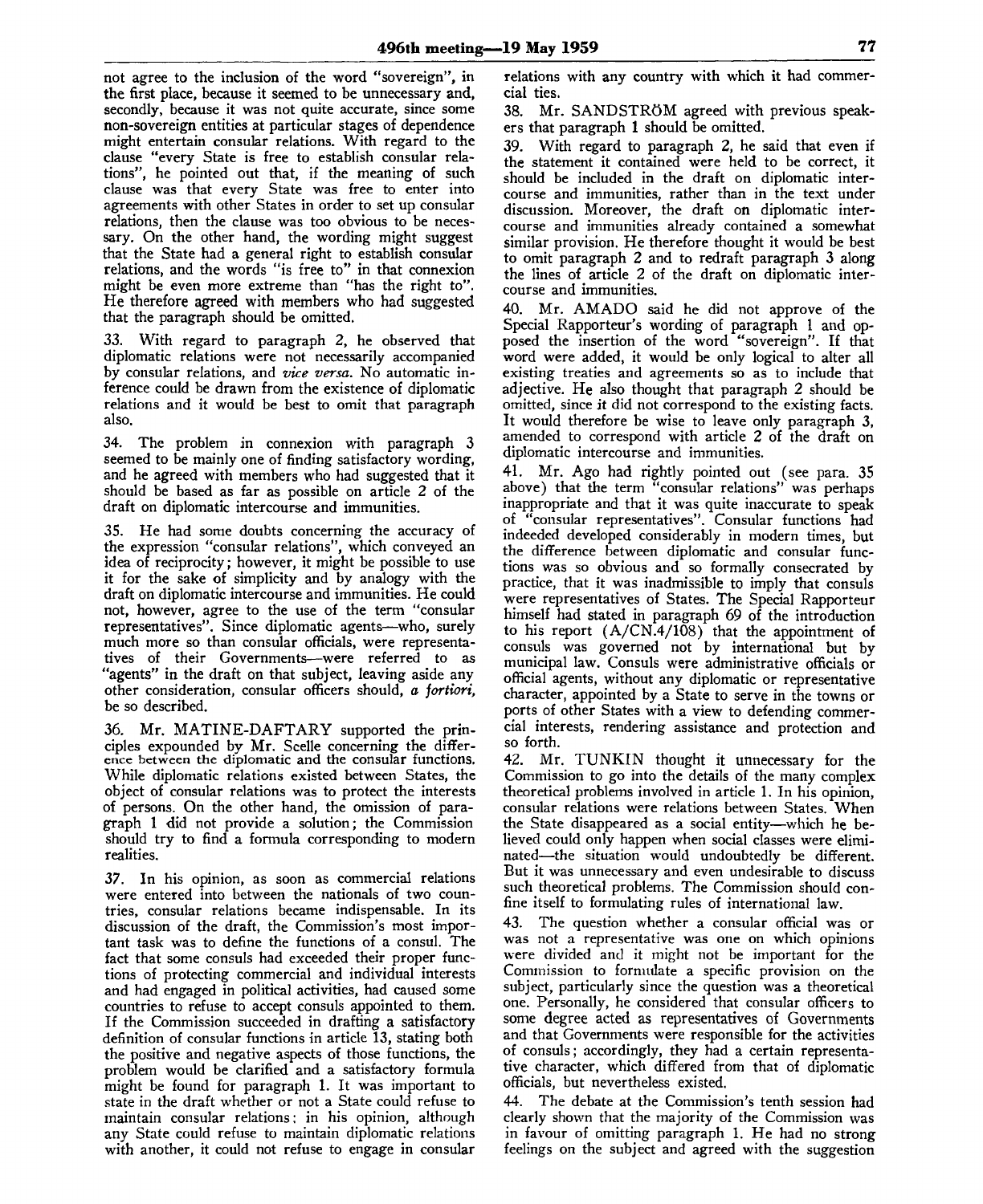not agree to the inclusion of the word "sovereign", in the first place, because it seemed to be unnecessary and, secondly, because it was not quite accurate, since some non-sovereign entities at particular stages of dependence might entertain consular relations. With regard to the clause "every State is free to establish consular relations", he pointed out that, if the meaning of such clause was that every State was free to enter into agreements with other States in order to set up consular relations, then the clause was too obvious to be necessary. On the other hand, the wording might suggest that the State had a general right to establish consular relations, and the words "is free to" in that connexion might be even more extreme than "has the right to". He therefore agreed with members who had suggested that the paragraph should be omitted.

33. With regard to paragraph 2, he observed that diplomatic relations were not necessarily accompanied by consular relations, and *vice versa*. No automatic inference could be drawn from the existence of diplomatic relations and it would be best to omit that paragraph also.

34. The problem in connexion with paragraph 3 seemed to be mainly one of finding satisfactory wording, and he agreed with members who had suggested that it should be based as far as possible on article 2 of the draft on diplomatic intercourse and immunities.

35. He had some doubts concerning the accuracy of the expression "consular relations", which conveyed an idea of reciprocity; however, it might be possible to use it for the sake of simplicity and by analogy with the draft on diplomatic intercourse and immunities. He could not, however, agree to the use of the term "consular representatives". Since diplomatic agents—who, surely much more so than consular officials, were representatives of their Governments—were referred to as "agents" in the draft on that subject, leaving aside any other consideration, consular officers should, *a fortiori*, be so described.

36. Mr. MATINE-DAFTARY supported the principles expounded by Mr. Scelle concerning the difference between the diplomatic and the consular functions. While diplomatic relations existed between States, the object of consular relations was to protect the interests of persons. On the other hand, the omission of paragraph 1 did not provide a solution; the Commission should try to find a formula corresponding to modern realities.

37. In his opinion, as soon as commercial relations were entered into between the nationals of two countries, consular relations became indispensable. In its discussion of the draft, the Commission's most important task was to define the functions of a consul. The fact that some consuls had exceeded their proper functions of protecting commercial and individual interests and had engaged in political activities, had caused some countries to refuse to accept consuls appointed to them. If the Commission succeeded in drafting a satisfactory definition of consular functions in article 13, stating both the positive and negative aspects of those functions, the problem would be clarified and a satisfactory formula might be found for paragraph 1. It was important to state in the draft whether or not a State could refuse to maintain consular relations: in his opinion, although any State could refuse to maintain diplomatic relations with another, it could not refuse to engage in consular relations with any country with which it had commercial ties.

38. Mr. SANDSTRÖM agreed with previous speakers that paragraph 1 should be omitted.

39. With regard to paragraph 2, he said that even if the statement it contained were held to be correct, it should be included in the draft on diplomatic intercourse and immunities, rather than in the text under discussion. Moreover, the draft on diplomatic intercourse and immunities already contained a somewhat similar provision. He therefore thought it would be best to omit paragraph 2 and to redraft paragraph 3 along the lines of article 2 of the draft on diplomatic intercourse and immunities.

40. Mr. AMADO said he did not approve of the Special Rapporteur's wording of paragraph 1 and opposed the insertion of the word "sovereign". If that word were added, it would be only logical to alter all existing treaties and agreements so as to include that adjective. He also thought that paragraph 2 should be omitted, since it did not correspond to the existing facts. It would therefore be wise to leave only paragraph 3, amended to correspond with article 2 of the draft on diplomatic intercourse and immunities.

41. Mr. Ago had rightly pointed out (see para. 35 above) that the term "consular relations" was perhaps inappropriate and that it was quite inaccurate to speak of "consular representatives". Consular functions had indeeded developed considerably in modern times, but the difference between diplomatic and consular functions was so obvious and so formally consecrated by practice, that it was inadmissible to imply that consuls were representatives of States. The Special Rapporteur himself had stated in paragraph 69 of the introduction to his report (A/CN.4/108) that the appointment of consuls was governed not by international but by municipal law. Consuls were administrative officials or official agents, without any diplomatic or representative character, appointed by a State to serve in the towns or ports of other States with a view to defending commercial interests, rendering assistance and protection and so forth.

42. Mr. TUNKIN thought it unnecessary for the Commission to go into the details of the many complex theoretical problems involved in article 1. In his opinion, consular relations were relations between States. When the State disappeared as a social entity—which he believed could only happen when social classes were eliminated—the situation would undoubtedly be different. But it was unnecessary and even undesirable to discuss such theoretical problems. The Commission should confine itself to formulating rules of international law.

43. The question whether a consular official was or was not a representative was one on which opinions were divided and it might not be important for the Commission to formulate a specific provision on the subject, particularly since the question was a theoretical one. Personally, he considered that consular officers to some degree acted as representatives of Governments and that Governments were responsible for the activities of consuls; accordingly, they had a certain representative character, which differed from that of diplomatic officials, but nevertheless existed.

44. The debate at the Commission's tenth session had clearly shown that the majority of the Commission was in favour of omitting paragraph 1. He had no strong feelings on the subject and agreed with the suggestion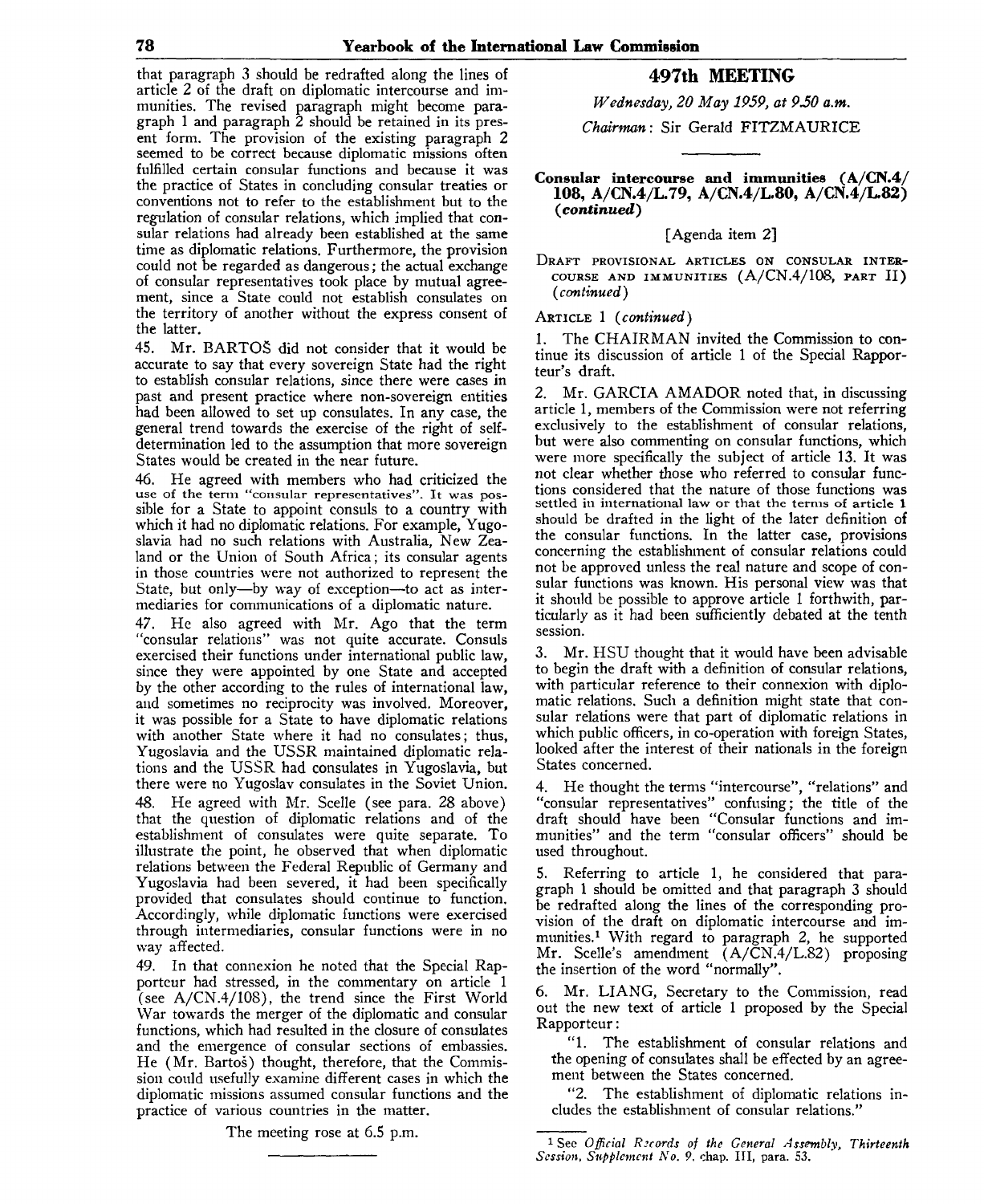that paragraph 3 should be redrafted along the lines of article 2 of the draft on diplomatic intercourse and immunities. The revised paragraph might become paragraph 1 and paragraph 2 should be retained in its present form. The provision of the existing paragraph 2 seemed to be correct because diplomatic missions often fulfilled certain consular functions and because it was the practice of States in concluding consular treaties or conventions not to refer to the establishment but to the regulation of consular relations, which implied that consular relations had already been established at the same time as diplomatic relations. Furthermore, the provision could not be regarded as dangerous; the actual exchange of consular representatives took place by mutual agreement, since a State could not establish consulates on the territory of another without the express consent of the latter.

45. Mr. BARTOŠ did not consider that it would be accurate to say that every sovereign State had the right to establish consular relations, since there were cases in past and present practice where non-sovereign entities had been allowed to set up consulates. In any case, the general trend towards the exercise of the right of self-determination led to the assumption that more sovereign States would be created in the near future.

46. He agreed with members who had criticized the use of the term "consular representatives". It was possible for a State to appoint consuls to a country with which it had no diplomatic relations. For example, Yugoslavia had no such relations with Australia, New Zealand or the Union of South Africa; its consular agents in those countries were not authorized to represent the State, but only—by way of exception—to act as intermediaries for communications of a diplomatic nature.

47. He also agreed with Mr. Ago that the term "consular relations" was not quite accurate. Consuls exercised their functions under international public law, since they were appointed by one State and accepted by the other according to the rules of international law, and sometimes no reciprocity was involved. Moreover, it was possible for a State to have diplomatic relations with another State where it had no consulates; thus, Yugoslavia and the USSR maintained diplomatic relations and the USSR had consulates in Yugoslavia, but there were no Yugoslav consulates in the Soviet Union.

48. He agreed with Mr. Scelle (see para. 28 above) that the question of diplomatic relations and of the establishment of consulates were quite separate. To illustrate the point, he observed that when diplomatic relations between the Federal Republic of Germany and Yugoslavia had been severed, it had been specifically provided that consulates should continue to function. Accordingly, while diplomatic functions were exercised through intermediaries, consular functions were in no way affected.

49. In that connexion he noted that the Special Rapporteur had stressed, in the commentary on article 1 (see A/CN.4/108), the trend since the First World War towards the merger of the diplomatic and consular functions, which had resulted in the closure of consulates and the emergence of consular sections of embassies. He (Mr. Bartoš) thought, therefore, that the Commission could usefully examine different cases in which the diplomatic missions assumed consular functions and the practice of various countries in the matter.

The meeting rose at 6.5 p.m.

---

## 497th MEETING

*Wednesday, 20 May 1959, at 9.50 a.m.*

*Chairman*: Sir Gerald FITZMAURICE

---

### Consular intercourse and immunities (A/CN.4/108, A/CN.4/L.79, A/CN.4/L.80, A/CN.4/L.82) (*continued*)

[Agenda item 2]

DRAFT PROVISIONAL ARTICLES ON CONSULAR INTERCOURSE AND IMMUNITIES (A/CN.4/108, PART II) (*continued*)

ARTICLE 1 (*continued*)

1. The CHAIRMAN invited the Commission to continue its discussion of article 1 of the Special Rapporteur's draft.

2. Mr. GARCIA AMADOR noted that, in discussing article 1, members of the Commission were not referring exclusively to the establishment of consular relations, but were also commenting on consular functions, which were more specifically the subject of article 13. It was not clear whether those who referred to consular functions considered that the nature of those functions was settled in international law or that the terms of article 1 should be drafted in the light of the later definition of the consular functions. In the latter case, provisions concerning the establishment of consular relations could not be approved unless the real nature and scope of consular functions was known. His personal view was that it should be possible to approve article 1 forthwith, particularly as it had been sufficiently debated at the tenth session.

3. Mr. HSU thought that it would have been advisable to begin the draft with a definition of consular relations, with particular reference to their connexion with diplomatic relations. Such a definition might state that consular relations were that part of diplomatic relations in which public officers, in co-operation with foreign States, looked after the interest of their nationals in the foreign States concerned.

4. He thought the terms "intercourse", "relations" and "consular representatives" confusing; the title of the draft should have been "Consular functions and immunities" and the term "consular officers" should be used throughout.

5. Referring to article 1, he considered that paragraph 1 should be omitted and that paragraph 3 should be redrafted along the lines of the corresponding provision of the draft on diplomatic intercourse and immunities.[1] With regard to paragraph 2, he supported Mr. Scelle's amendment (A/CN.4/L.82) proposing the insertion of the word "normally".

6. Mr. LIANG, Secretary to the Commission, read out the new text of article 1 proposed by the Special Rapporteur:

"1. The establishment of consular relations and the opening of consulates shall be effected by an agreement between the States concerned.

"2. The establishment of diplomatic relations includes the establishment of consular relations."

---

[1] See *Official Records of the General Assembly, Thirteenth Session, Supplement No. 9*, chap. III, para. 53.